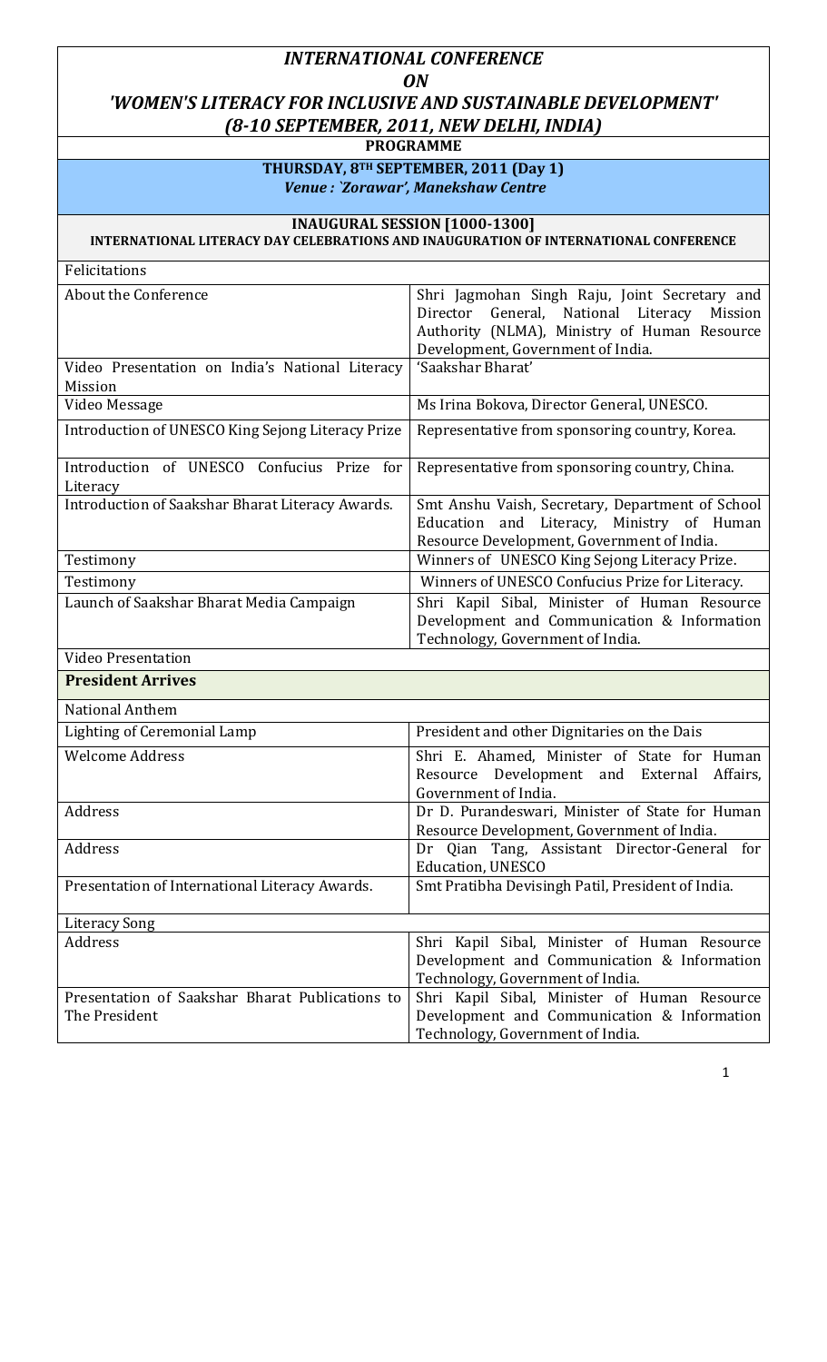# *INTERNATIONAL CONFERENCE*
# *ON*
# *'WOMEN'S LITERACY FOR INCLUSIVE AND SUSTAINABLE DEVELOPMENT'*
# *(8-10 SEPTEMBER, 2011, NEW DELHI, INDIA)*

**PROGRAMME**

**THURSDAY, 8TH SEPTEMBER, 2011 (Day 1)**

***Venue : `Zorawar', Manekshaw Centre***

**INAUGURAL SESSION [1000-1300]**

**INTERNATIONAL LITERACY DAY CELEBRATIONS AND INAUGURATION OF INTERNATIONAL CONFERENCE**

| | |
|---|---|
| Felicitations | |
| About the Conference | Shri Jagmohan Singh Raju, Joint Secretary and Director General, National Literacy Mission Authority (NLMA), Ministry of Human Resource Development, Government of India. |
| Video Presentation on India's National Literacy Mission | 'Saakshar Bharat' |
| Video Message | Ms Irina Bokova, Director General, UNESCO. |
| Introduction of UNESCO King Sejong Literacy Prize | Representative from sponsoring country, Korea. |
| Introduction of UNESCO Confucius Prize for Literacy | Representative from sponsoring country, China. |
| Introduction of Saakshar Bharat Literacy Awards. | Smt Anshu Vaish, Secretary, Department of School Education and Literacy, Ministry of Human Resource Development, Government of India. |
| Testimony | Winners of UNESCO King Sejong Literacy Prize. |
| Testimony | Winners of UNESCO Confucius Prize for Literacy. |
| Launch of Saakshar Bharat Media Campaign | Shri Kapil Sibal, Minister of Human Resource Development and Communication & Information Technology, Government of India. |
| Video Presentation | |
| **President Arrives** | |
| National Anthem | |
| Lighting of Ceremonial Lamp | President and other Dignitaries on the Dais |
| Welcome Address | Shri E. Ahamed, Minister of State for Human Resource Development and External Affairs, Government of India. |
| Address | Dr D. Purandeswari, Minister of State for Human Resource Development, Government of India. |
| Address | Dr Qian Tang, Assistant Director-General for Education, UNESCO |
| Presentation of International Literacy Awards. | Smt Pratibha Devisingh Patil, President of India. |
| Literacy Song | |
| Address | Shri Kapil Sibal, Minister of Human Resource Development and Communication & Information Technology, Government of India. |
| Presentation of Saakshar Bharat Publications to The President | Shri Kapil Sibal, Minister of Human Resource Development and Communication & Information Technology, Government of India. |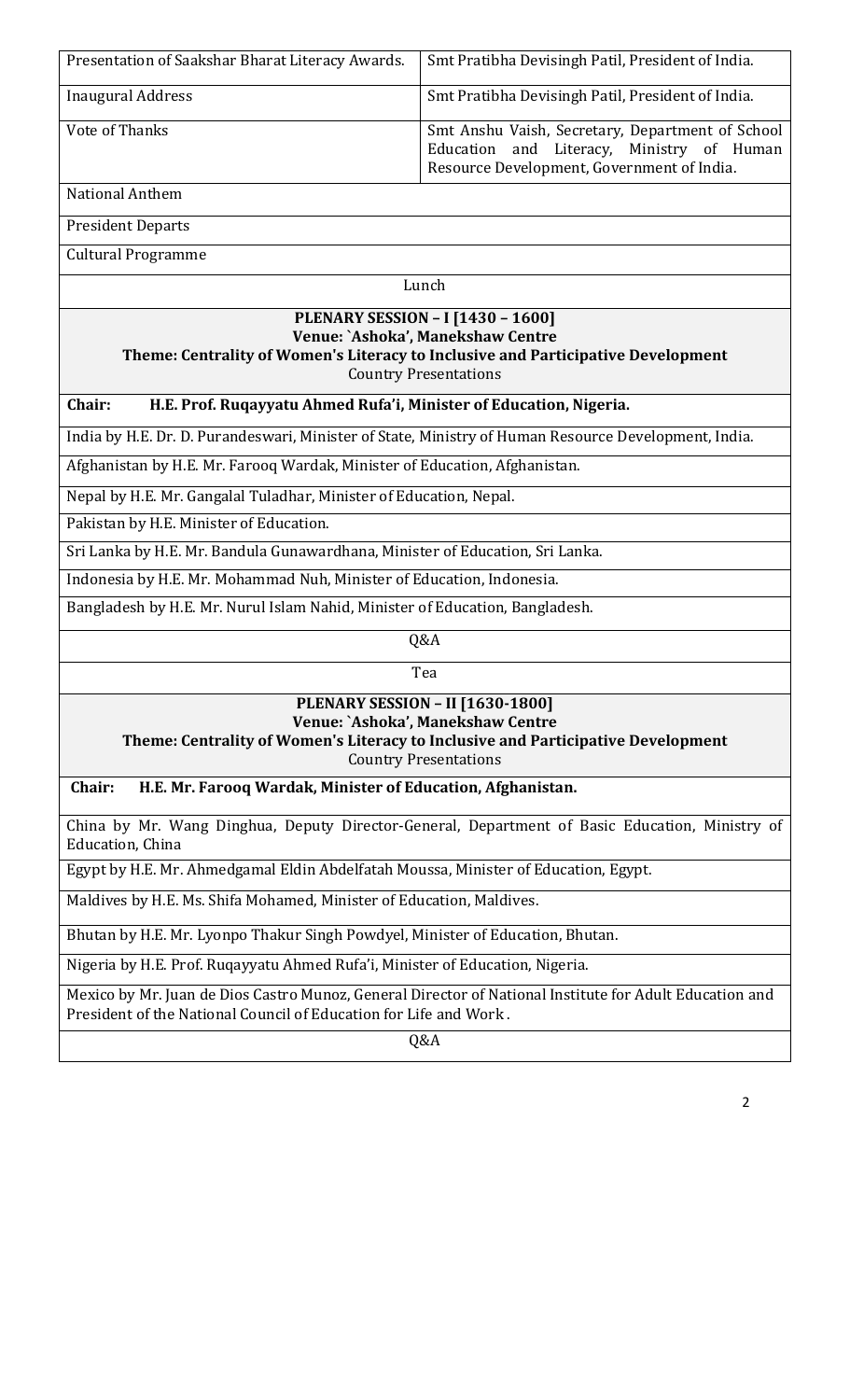| | |
|---|---|
| Presentation of Saakshar Bharat Literacy Awards. | Smt Pratibha Devisingh Patil, President of India. |
| Inaugural Address | Smt Pratibha Devisingh Patil, President of India. |
| Vote of Thanks | Smt Anshu Vaish, Secretary, Department of School Education and Literacy, Ministry of Human Resource Development, Government of India. |
| National Anthem | |
| President Departs | |
| Cultural Programme | |
| Lunch | |

**PLENARY SESSION – I [1430 – 1600]**
**Venue: `Ashoka', Manekshaw Centre**
**Theme: Centrality of Women's Literacy to Inclusive and Participative Development**
Country Presentations

**Chair: H.E. Prof. Ruqayyatu Ahmed Rufa'i, Minister of Education, Nigeria.**

- India by H.E. Dr. D. Purandeswari, Minister of State, Ministry of Human Resource Development, India.
- Afghanistan by H.E. Mr. Farooq Wardak, Minister of Education, Afghanistan.
- Nepal by H.E. Mr. Gangalal Tuladhar, Minister of Education, Nepal.
- Pakistan by H.E. Minister of Education.
- Sri Lanka by H.E. Mr. Bandula Gunawardhana, Minister of Education, Sri Lanka.
- Indonesia by H.E. Mr. Mohammad Nuh, Minister of Education, Indonesia.
- Bangladesh by H.E. Mr. Nurul Islam Nahid, Minister of Education, Bangladesh.

Q&A

Tea

**PLENARY SESSION – II [1630-1800]**
**Venue: `Ashoka', Manekshaw Centre**
**Theme: Centrality of Women's Literacy to Inclusive and Participative Development**
Country Presentations

**Chair: H.E. Mr. Farooq Wardak, Minister of Education, Afghanistan.**

- China by Mr. Wang Dinghua, Deputy Director-General, Department of Basic Education, Ministry of Education, China
- Egypt by H.E. Mr. Ahmedgamal Eldin Abdelfatah Moussa, Minister of Education, Egypt.
- Maldives by H.E. Ms. Shifa Mohamed, Minister of Education, Maldives.
- Bhutan by H.E. Mr. Lyonpo Thakur Singh Powdyel, Minister of Education, Bhutan.
- Nigeria by H.E. Prof. Ruqayyatu Ahmed Rufa'i, Minister of Education, Nigeria.
- Mexico by Mr. Juan de Dios Castro Munoz, General Director of National Institute for Adult Education and President of the National Council of Education for Life and Work.

Q&A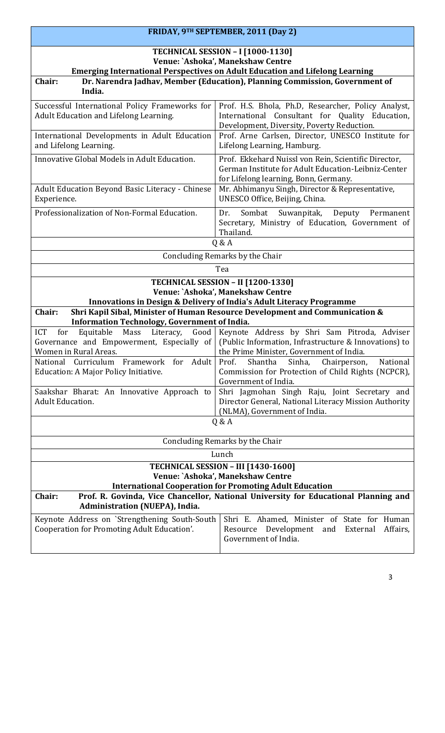## FRIDAY, 9TH SEPTEMBER, 2011 (Day 2)

### TECHNICAL SESSION – I [1000-1130]

**Venue: `Ashoka', Manekshaw Centre**

**Emerging International Perspectives on Adult Education and Lifelong Learning**

**Chair: Dr. Narendra Jadhav, Member (Education), Planning Commission, Government of India.**

| Topic | Speaker |
|---|---|
| Successful International Policy Frameworks for Adult Education and Lifelong Learning. | Prof. H.S. Bhola, Ph.D, Researcher, Policy Analyst, International Consultant for Quality Education, Development, Diversity, Poverty Reduction. |
| International Developments in Adult Education and Lifelong Learning. | Prof. Arne Carlsen, Director, UNESCO Institute for Lifelong Learning, Hamburg. |
| Innovative Global Models in Adult Education. | Prof. Ekkehard Nuissl von Rein, Scientific Director, German Institute for Adult Education-Leibniz-Center for Lifelong learning, Bonn, Germany. |
| Adult Education Beyond Basic Literacy - Chinese Experience. | Mr. Abhimanyu Singh, Director & Representative, UNESCO Office, Beijing, China. |
| Professionalization of Non-Formal Education. | Dr. Sombat Suwanpitak, Deputy Permanent Secretary, Ministry of Education, Government of Thailand. |

Q & A

Concluding Remarks by the Chair

Tea

### TECHNICAL SESSION – II [1200-1330]

**Venue: `Ashoka', Manekshaw Centre**

**Innovations in Design & Delivery of India's Adult Literacy Programme**

**Chair: Shri Kapil Sibal, Minister of Human Resource Development and Communication & Information Technology, Government of India.**

| Topic | Speaker |
|---|---|
| ICT for Equitable Mass Literacy, Good Governance and Empowerment, Especially of Women in Rural Areas. | Keynote Address by Shri Sam Pitroda, Adviser (Public Information, Infrastructure & Innovations) to the Prime Minister, Government of India. |
| National Curriculum Framework for Adult Education: A Major Policy Initiative. | Prof. Shantha Sinha, Chairperson, National Commission for Protection of Child Rights (NCPCR), Government of India. |
| Saakshar Bharat: An Innovative Approach to Adult Education. | Shri Jagmohan Singh Raju, Joint Secretary and Director General, National Literacy Mission Authority (NLMA), Government of India. |

Q & A

Concluding Remarks by the Chair

Lunch

### TECHNICAL SESSION – III [1430-1600]

**Venue: `Ashoka', Manekshaw Centre**

**International Cooperation for Promoting Adult Education**

**Chair: Prof. R. Govinda, Vice Chancellor, National University for Educational Planning and Administration (NUEPA), India.**

| Topic | Speaker |
|---|---|
| Keynote Address on `Strengthening South-South Cooperation for Promoting Adult Education'. | Shri E. Ahamed, Minister of State for Human Resource Development and External Affairs, Government of India. |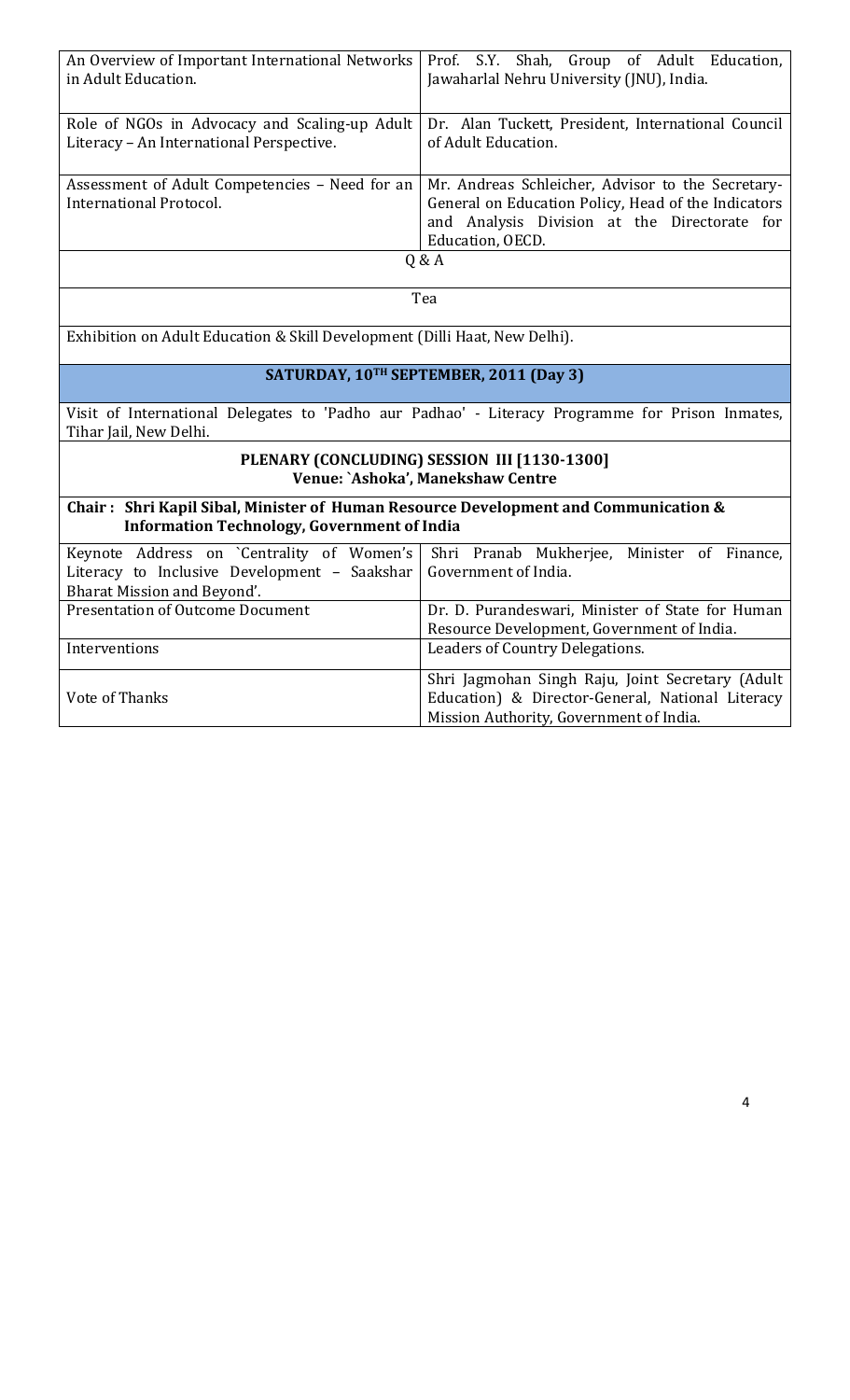| | |
|---|---|
| An Overview of Important International Networks in Adult Education. | Prof. S.Y. Shah, Group of Adult Education, Jawaharlal Nehru University (JNU), India. |
| Role of NGOs in Advocacy and Scaling-up Adult Literacy – An International Perspective. | Dr. Alan Tuckett, President, International Council of Adult Education. |
| Assessment of Adult Competencies – Need for an International Protocol. | Mr. Andreas Schleicher, Advisor to the Secretary-General on Education Policy, Head of the Indicators and Analysis Division at the Directorate for Education, OECD. |
| Q & A | |
| Tea | |
| Exhibition on Adult Education & Skill Development (Dilli Haat, New Delhi). | |

**SATURDAY, 10TH SEPTEMBER, 2011 (Day 3)**

Visit of International Delegates to 'Padho aur Padhao' - Literacy Programme for Prison Inmates, Tihar Jail, New Delhi.

**PLENARY (CONCLUDING) SESSION III [1130-1300]**
**Venue: `Ashoka', Manekshaw Centre**

**Chair : Shri Kapil Sibal, Minister of Human Resource Development and Communication & Information Technology, Government of India**

| | |
|---|---|
| Keynote Address on `Centrality of Women's Literacy to Inclusive Development – Saakshar Bharat Mission and Beyond'. | Shri Pranab Mukherjee, Minister of Finance, Government of India. |
| Presentation of Outcome Document | Dr. D. Purandeswari, Minister of State for Human Resource Development, Government of India. |
| Interventions | Leaders of Country Delegations. |
| Vote of Thanks | Shri Jagmohan Singh Raju, Joint Secretary (Adult Education) & Director-General, National Literacy Mission Authority, Government of India. |